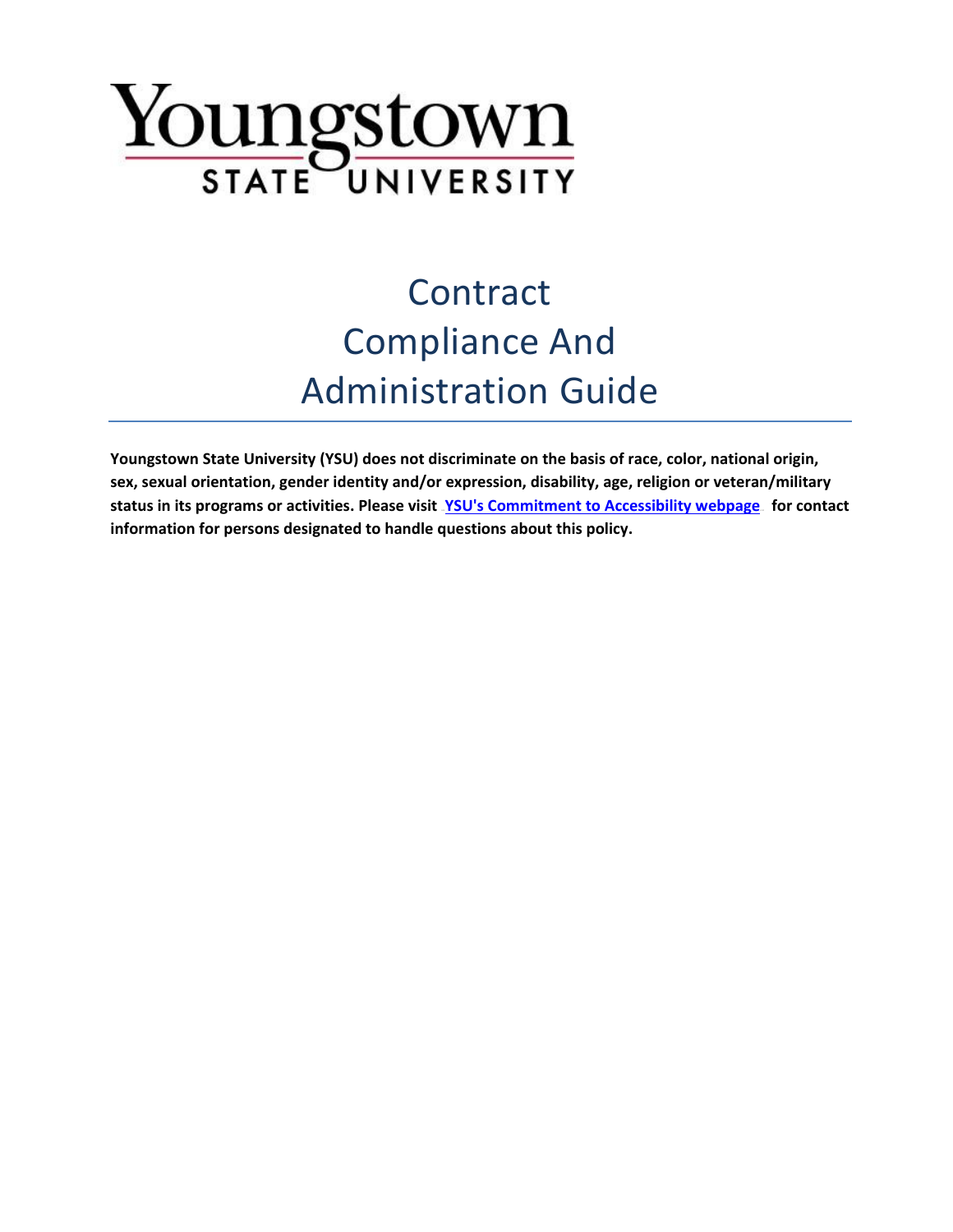Youngstown
STATE UNIVERSITY

# Contract Compliance And Administration Guide

**Youngstown State University (YSU) does not discriminate on the basis of race, color, national origin, sex, sexual orientation, gender identity and/or expression, disability, age, religion or veteran/military status in its programs or activities. Please visit YSU's Commitment to Accessibility webpage for contact information for persons designated to handle questions about this policy.**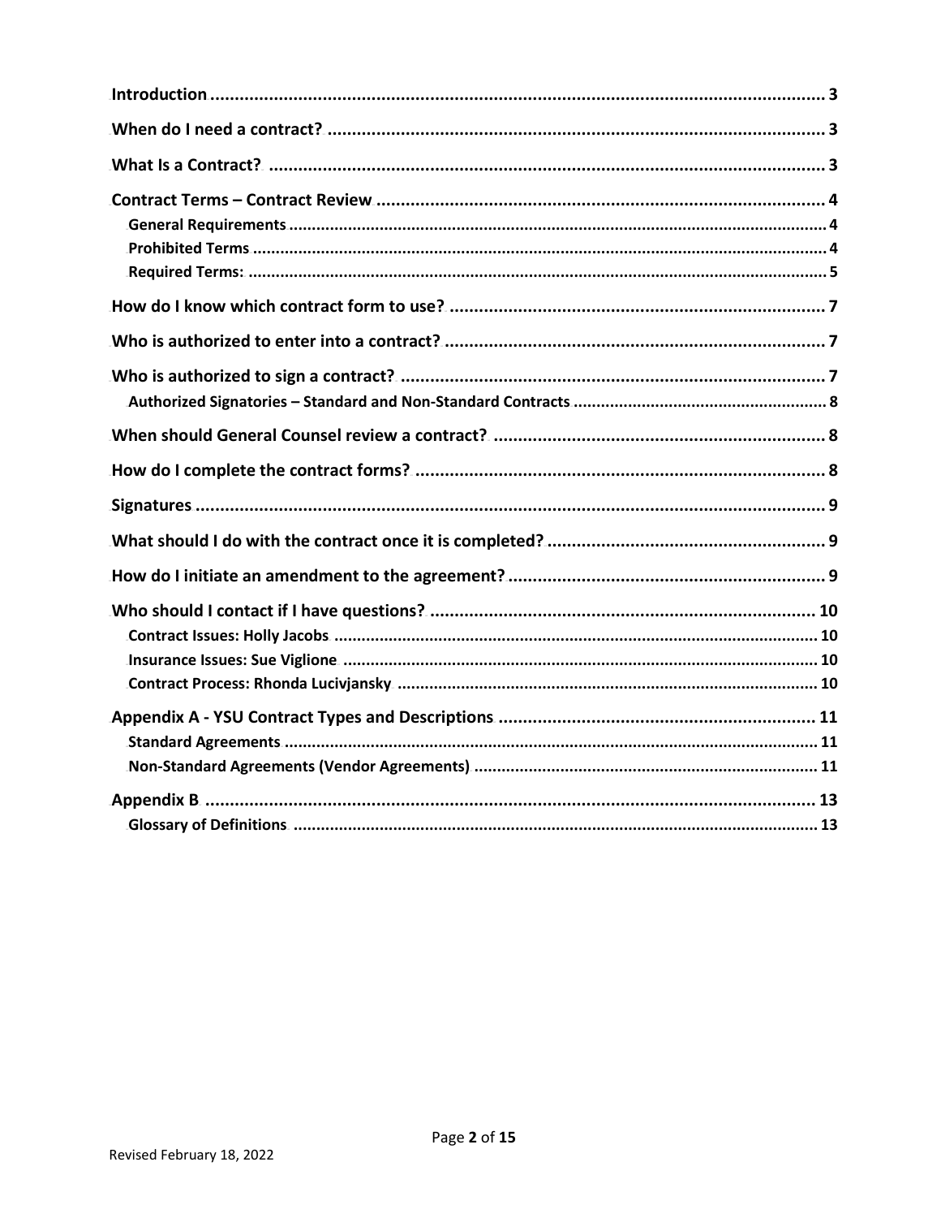Introduction ............................................................................................................. 3

When do I need a contract? ..................................................................................... 3

What Is a Contract? ................................................................................................. 3

Contract Terms – Contract Review ........................................................................... 4

- General Requirements ..................................................................................................... 4
- Prohibited Terms ............................................................................................................. 4
- Required Terms: .............................................................................................................. 5

How do I know which contract form to use? ........................................................... 7

Who is authorized to enter into a contract? ............................................................ 7

Who is authorized to sign a contract? ..................................................................... 7

- Authorized Signatories – Standard and Non-Standard Contracts ....................................... 8

When should General Counsel review a contract? .................................................. 8

How do I complete the contract forms? .................................................................. 8

Signatures ................................................................................................................ 9

What should I do with the contract once it is completed? ........................................ 9

How do I initiate an amendment to the agreement? ................................................ 9

Who should I contact if I have questions? ............................................................. 10

- Contract Issues: Holly Jacobs ......................................................................................... 10
- Insurance Issues: Sue Viglione ....................................................................................... 10
- Contract Process: Rhonda Lucivjansky ........................................................................... 10

Appendix A - YSU Contract Types and Descriptions ............................................... 11

- Standard Agreements .................................................................................................... 11
- Non-Standard Agreements (Vendor Agreements) ........................................................... 11

Appendix B ............................................................................................................ 13

- Glossary of Definitions .................................................................................................. 13

Revised February 18, 2022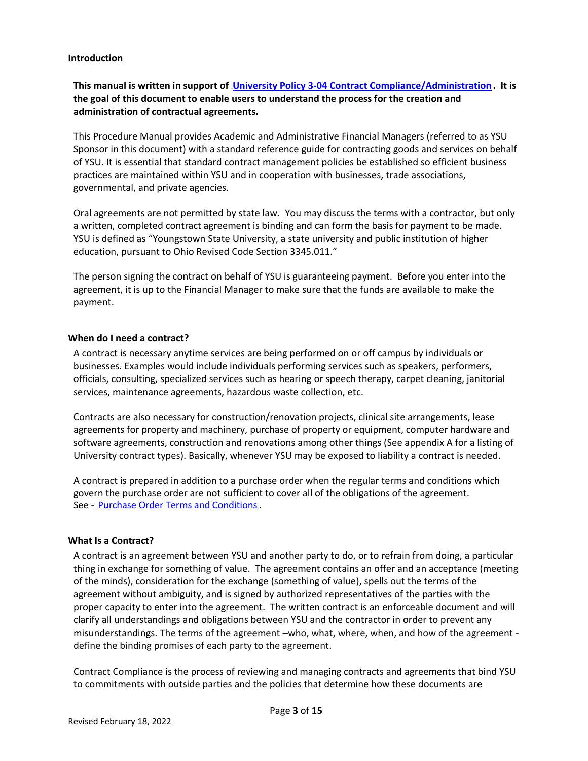## Introduction

**This manual is written in support of University Policy 3-04 Contract Compliance/Administration. It is the goal of this document to enable users to understand the process for the creation and administration of contractual agreements.**

This Procedure Manual provides Academic and Administrative Financial Managers (referred to as YSU Sponsor in this document) with a standard reference guide for contracting goods and services on behalf of YSU. It is essential that standard contract management policies be established so efficient business practices are maintained within YSU and in cooperation with businesses, trade associations, governmental, and private agencies.

Oral agreements are not permitted by state law. You may discuss the terms with a contractor, but only a written, completed contract agreement is binding and can form the basis for payment to be made. YSU is defined as "Youngstown State University, a state university and public institution of higher education, pursuant to Ohio Revised Code Section 3345.011."

The person signing the contract on behalf of YSU is guaranteeing payment. Before you enter into the agreement, it is up to the Financial Manager to make sure that the funds are available to make the payment.

## When do I need a contract?

A contract is necessary anytime services are being performed on or off campus by individuals or businesses. Examples would include individuals performing services such as speakers, performers, officials, consulting, specialized services such as hearing or speech therapy, carpet cleaning, janitorial services, maintenance agreements, hazardous waste collection, etc.

Contracts are also necessary for construction/renovation projects, clinical site arrangements, lease agreements for property and machinery, purchase of property or equipment, computer hardware and software agreements, construction and renovations among other things (See appendix A for a listing of University contract types). Basically, whenever YSU may be exposed to liability a contract is needed.

A contract is prepared in addition to a purchase order when the regular terms and conditions which govern the purchase order are not sufficient to cover all of the obligations of the agreement. See - Purchase Order Terms and Conditions.

## What Is a Contract?

A contract is an agreement between YSU and another party to do, or to refrain from doing, a particular thing in exchange for something of value. The agreement contains an offer and an acceptance (meeting of the minds), consideration for the exchange (something of value), spells out the terms of the agreement without ambiguity, and is signed by authorized representatives of the parties with the proper capacity to enter into the agreement. The written contract is an enforceable document and will clarify all understandings and obligations between YSU and the contractor in order to prevent any misunderstandings. The terms of the agreement –who, what, where, when, and how of the agreement - define the binding promises of each party to the agreement.

Contract Compliance is the process of reviewing and managing contracts and agreements that bind YSU to commitments with outside parties and the policies that determine how these documents are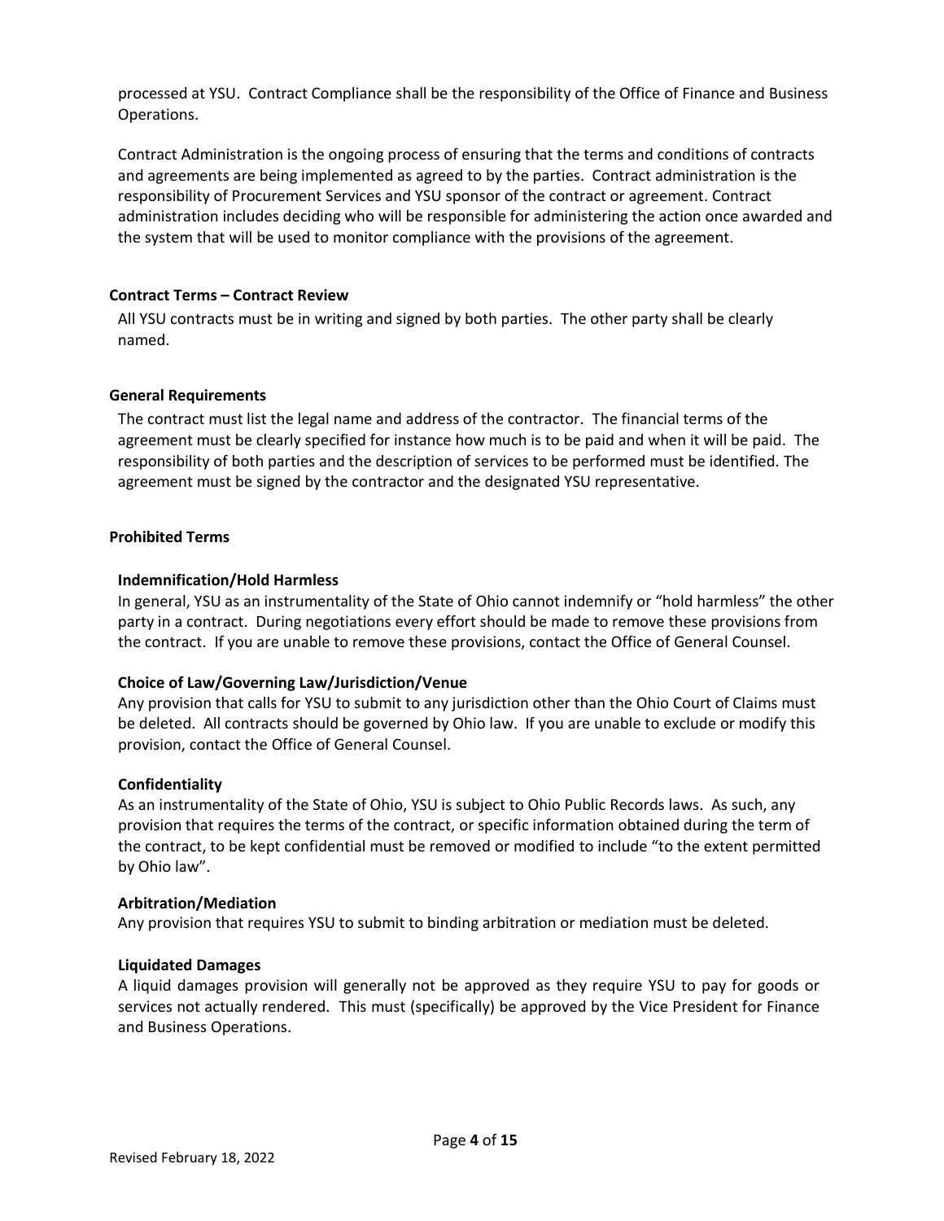processed at YSU. Contract Compliance shall be the responsibility of the Office of Finance and Business Operations.

Contract Administration is the ongoing process of ensuring that the terms and conditions of contracts and agreements are being implemented as agreed to by the parties. Contract administration is the responsibility of Procurement Services and YSU sponsor of the contract or agreement. Contract administration includes deciding who will be responsible for administering the action once awarded and the system that will be used to monitor compliance with the provisions of the agreement.

## Contract Terms – Contract Review

All YSU contracts must be in writing and signed by both parties. The other party shall be clearly named.

## General Requirements

The contract must list the legal name and address of the contractor. The financial terms of the agreement must be clearly specified for instance how much is to be paid and when it will be paid. The responsibility of both parties and the description of services to be performed must be identified. The agreement must be signed by the contractor and the designated YSU representative.

## Prohibited Terms

### Indemnification/Hold Harmless

In general, YSU as an instrumentality of the State of Ohio cannot indemnify or "hold harmless" the other party in a contract. During negotiations every effort should be made to remove these provisions from the contract. If you are unable to remove these provisions, contact the Office of General Counsel.

### Choice of Law/Governing Law/Jurisdiction/Venue

Any provision that calls for YSU to submit to any jurisdiction other than the Ohio Court of Claims must be deleted. All contracts should be governed by Ohio law. If you are unable to exclude or modify this provision, contact the Office of General Counsel.

### Confidentiality

As an instrumentality of the State of Ohio, YSU is subject to Ohio Public Records laws. As such, any provision that requires the terms of the contract, or specific information obtained during the term of the contract, to be kept confidential must be removed or modified to include "to the extent permitted by Ohio law".

### Arbitration/Mediation

Any provision that requires YSU to submit to binding arbitration or mediation must be deleted.

### Liquidated Damages

A liquid damages provision will generally not be approved as they require YSU to pay for goods or services not actually rendered. This must (specifically) be approved by the Vice President for Finance and Business Operations.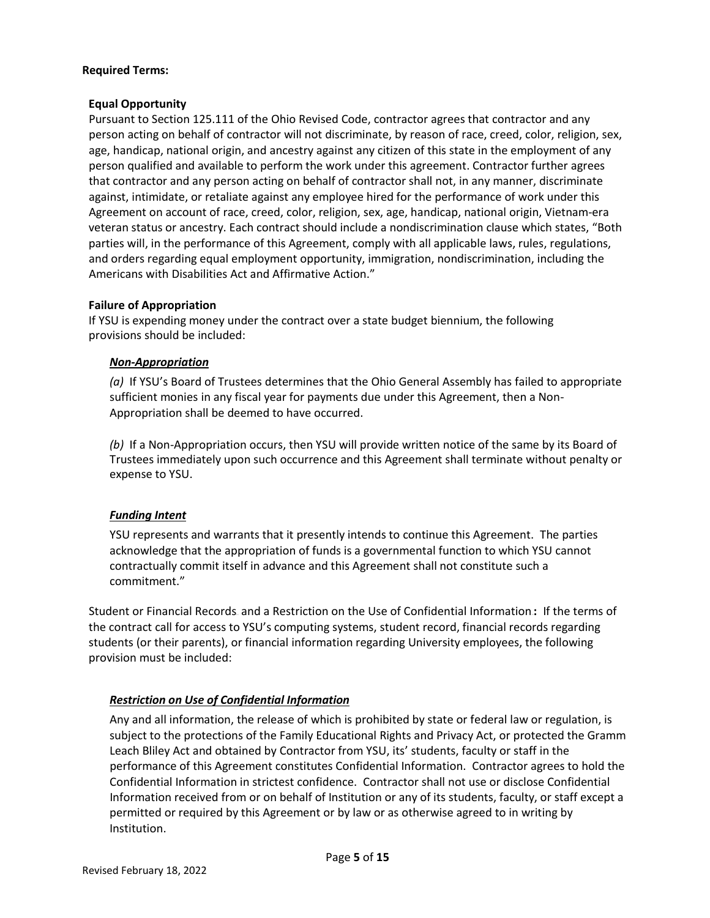**Required Terms:**

**Equal Opportunity**

Pursuant to Section 125.111 of the Ohio Revised Code, contractor agrees that contractor and any person acting on behalf of contractor will not discriminate, by reason of race, creed, color, religion, sex, age, handicap, national origin, and ancestry against any citizen of this state in the employment of any person qualified and available to perform the work under this agreement. Contractor further agrees that contractor and any person acting on behalf of contractor shall not, in any manner, discriminate against, intimidate, or retaliate against any employee hired for the performance of work under this Agreement on account of race, creed, color, religion, sex, age, handicap, national origin, Vietnam-era veteran status or ancestry. Each contract should include a nondiscrimination clause which states, "Both parties will, in the performance of this Agreement, comply with all applicable laws, rules, regulations, and orders regarding equal employment opportunity, immigration, nondiscrimination, including the Americans with Disabilities Act and Affirmative Action."

**Failure of Appropriation**

If YSU is expending money under the contract over a state budget biennium, the following provisions should be included:

***Non-Appropriation***

*(a)* If YSU's Board of Trustees determines that the Ohio General Assembly has failed to appropriate sufficient monies in any fiscal year for payments due under this Agreement, then a Non-Appropriation shall be deemed to have occurred.

*(b)* If a Non-Appropriation occurs, then YSU will provide written notice of the same by its Board of Trustees immediately upon such occurrence and this Agreement shall terminate without penalty or expense to YSU.

***Funding Intent***

YSU represents and warrants that it presently intends to continue this Agreement. The parties acknowledge that the appropriation of funds is a governmental function to which YSU cannot contractually commit itself in advance and this Agreement shall not constitute such a commitment."

Student or Financial Records and a Restriction on the Use of Confidential Information**:** If the terms of the contract call for access to YSU's computing systems, student record, financial records regarding students (or their parents), or financial information regarding University employees, the following provision must be included:

***Restriction on Use of Confidential Information***

Any and all information, the release of which is prohibited by state or federal law or regulation, is subject to the protections of the Family Educational Rights and Privacy Act, or protected the Gramm Leach Bliley Act and obtained by Contractor from YSU, its' students, faculty or staff in the performance of this Agreement constitutes Confidential Information. Contractor agrees to hold the Confidential Information in strictest confidence. Contractor shall not use or disclose Confidential Information received from or on behalf of Institution or any of its students, faculty, or staff except a permitted or required by this Agreement or by law or as otherwise agreed to in writing by Institution.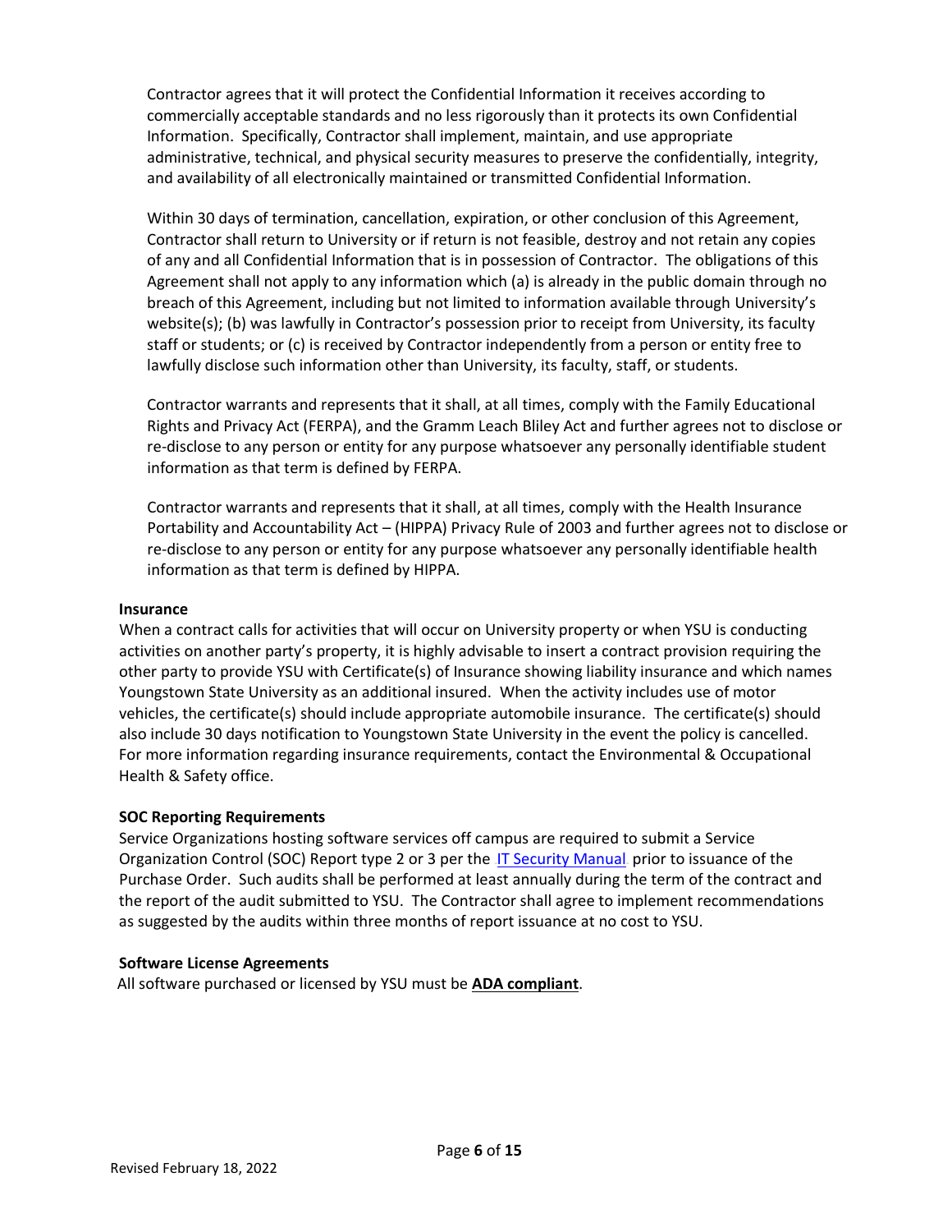Contractor agrees that it will protect the Confidential Information it receives according to commercially acceptable standards and no less rigorously than it protects its own Confidential Information. Specifically, Contractor shall implement, maintain, and use appropriate administrative, technical, and physical security measures to preserve the confidentially, integrity, and availability of all electronically maintained or transmitted Confidential Information.

Within 30 days of termination, cancellation, expiration, or other conclusion of this Agreement, Contractor shall return to University or if return is not feasible, destroy and not retain any copies of any and all Confidential Information that is in possession of Contractor. The obligations of this Agreement shall not apply to any information which (a) is already in the public domain through no breach of this Agreement, including but not limited to information available through University's website(s); (b) was lawfully in Contractor's possession prior to receipt from University, its faculty staff or students; or (c) is received by Contractor independently from a person or entity free to lawfully disclose such information other than University, its faculty, staff, or students.

Contractor warrants and represents that it shall, at all times, comply with the Family Educational Rights and Privacy Act (FERPA), and the Gramm Leach Bliley Act and further agrees not to disclose or re-disclose to any person or entity for any purpose whatsoever any personally identifiable student information as that term is defined by FERPA.

Contractor warrants and represents that it shall, at all times, comply with the Health Insurance Portability and Accountability Act – (HIPPA) Privacy Rule of 2003 and further agrees not to disclose or re-disclose to any person or entity for any purpose whatsoever any personally identifiable health information as that term is defined by HIPPA.

**Insurance**

When a contract calls for activities that will occur on University property or when YSU is conducting activities on another party's property, it is highly advisable to insert a contract provision requiring the other party to provide YSU with Certificate(s) of Insurance showing liability insurance and which names Youngstown State University as an additional insured. When the activity includes use of motor vehicles, the certificate(s) should include appropriate automobile insurance. The certificate(s) should also include 30 days notification to Youngstown State University in the event the policy is cancelled. For more information regarding insurance requirements, contact the Environmental & Occupational Health & Safety office.

**SOC Reporting Requirements**

Service Organizations hosting software services off campus are required to submit a Service Organization Control (SOC) Report type 2 or 3 per the IT Security Manual prior to issuance of the Purchase Order. Such audits shall be performed at least annually during the term of the contract and the report of the audit submitted to YSU. The Contractor shall agree to implement recommendations as suggested by the audits within three months of report issuance at no cost to YSU.

**Software License Agreements**

All software purchased or licensed by YSU must be **ADA compliant**.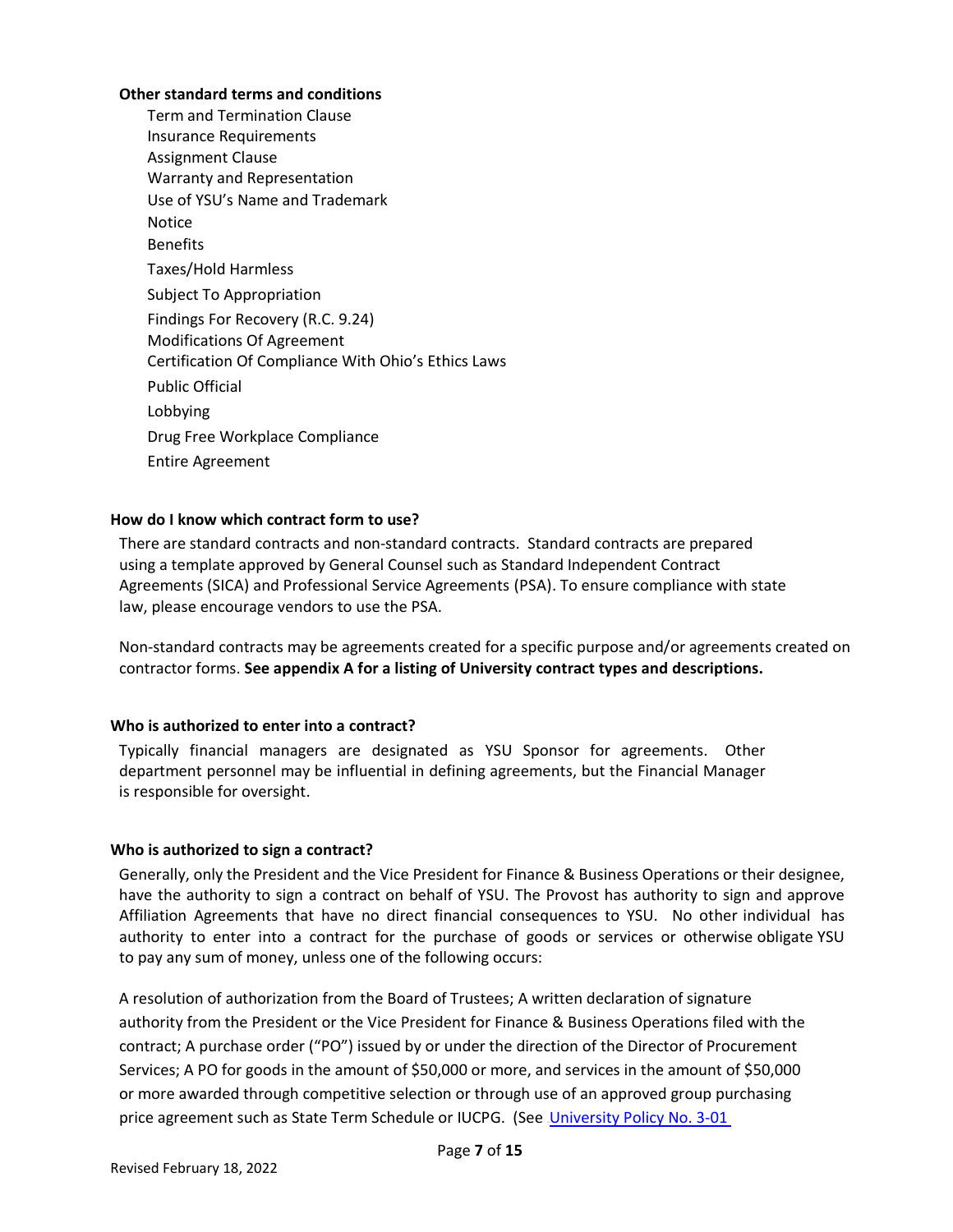**Other standard terms and conditions**

- Term and Termination Clause
- Insurance Requirements
- Assignment Clause
- Warranty and Representation
- Use of YSU's Name and Trademark
- Notice
- Benefits
- Taxes/Hold Harmless
- Subject To Appropriation
- Findings For Recovery (R.C. 9.24)
- Modifications Of Agreement
- Certification Of Compliance With Ohio's Ethics Laws
- Public Official
- Lobbying
- Drug Free Workplace Compliance
- Entire Agreement

### How do I know which contract form to use?

There are standard contracts and non-standard contracts. Standard contracts are prepared using a template approved by General Counsel such as Standard Independent Contract Agreements (SICA) and Professional Service Agreements (PSA). To ensure compliance with state law, please encourage vendors to use the PSA.

Non-standard contracts may be agreements created for a specific purpose and/or agreements created on contractor forms. **See appendix A for a listing of University contract types and descriptions.**

### Who is authorized to enter into a contract?

Typically financial managers are designated as YSU Sponsor for agreements. Other department personnel may be influential in defining agreements, but the Financial Manager is responsible for oversight.

### Who is authorized to sign a contract?

Generally, only the President and the Vice President for Finance & Business Operations or their designee, have the authority to sign a contract on behalf of YSU. The Provost has authority to sign and approve Affiliation Agreements that have no direct financial consequences to YSU. No other individual has authority to enter into a contract for the purchase of goods or services or otherwise obligate YSU to pay any sum of money, unless one of the following occurs:

A resolution of authorization from the Board of Trustees; A written declaration of signature authority from the President or the Vice President for Finance & Business Operations filed with the contract; A purchase order ("PO") issued by or under the direction of the Director of Procurement Services; A PO for goods in the amount of $50,000 or more, and services in the amount of $50,000 or more awarded through competitive selection or through use of an approved group purchasing price agreement such as State Term Schedule or IUCPG. (See University Policy No. 3-01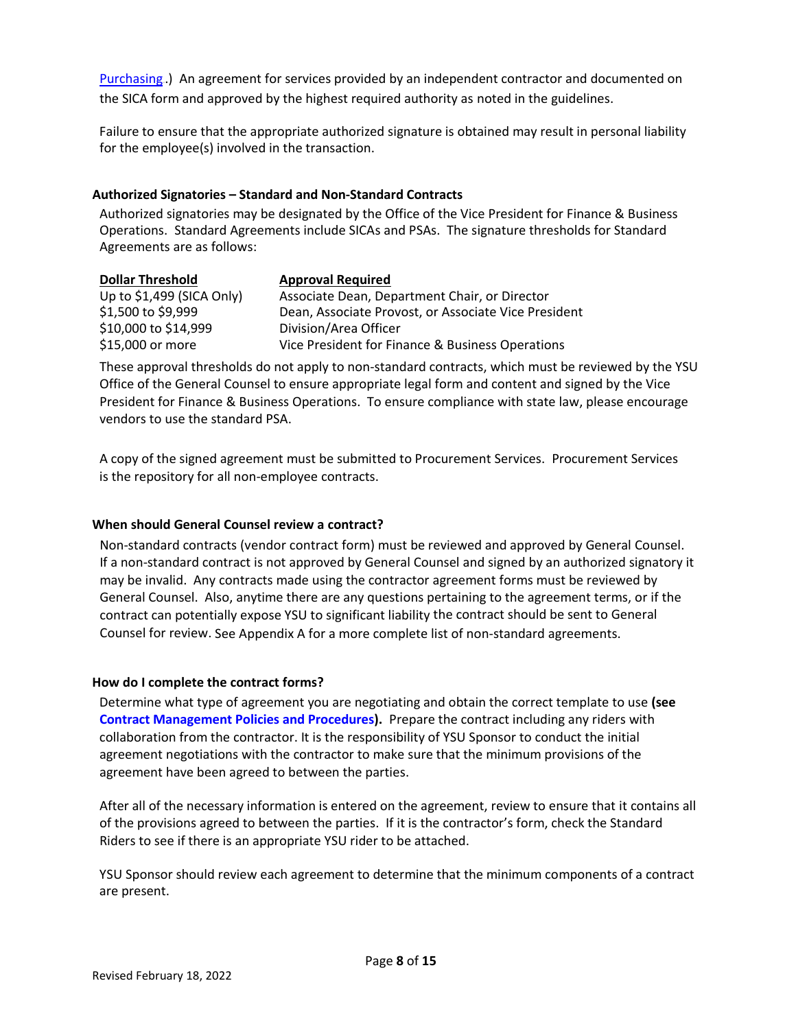Purchasing.) An agreement for services provided by an independent contractor and documented on the SICA form and approved by the highest required authority as noted in the guidelines.

Failure to ensure that the appropriate authorized signature is obtained may result in personal liability for the employee(s) involved in the transaction.

### Authorized Signatories – Standard and Non-Standard Contracts

Authorized signatories may be designated by the Office of the Vice President for Finance & Business Operations. Standard Agreements include SICAs and PSAs. The signature thresholds for Standard Agreements are as follows:

| Dollar Threshold | Approval Required |
| --- | --- |
| Up to $1,499 (SICA Only) | Associate Dean, Department Chair, or Director |
| $1,500 to $9,999 | Dean, Associate Provost, or Associate Vice President |
| $10,000 to $14,999 | Division/Area Officer |
| $15,000 or more | Vice President for Finance & Business Operations |

These approval thresholds do not apply to non-standard contracts, which must be reviewed by the YSU Office of the General Counsel to ensure appropriate legal form and content and signed by the Vice President for Finance & Business Operations. To ensure compliance with state law, please encourage vendors to use the standard PSA.

A copy of the signed agreement must be submitted to Procurement Services. Procurement Services is the repository for all non-employee contracts.

### When should General Counsel review a contract?

Non-standard contracts (vendor contract form) must be reviewed and approved by General Counsel. If a non-standard contract is not approved by General Counsel and signed by an authorized signatory it may be invalid. Any contracts made using the contractor agreement forms must be reviewed by General Counsel. Also, anytime there are any questions pertaining to the agreement terms, or if the contract can potentially expose YSU to significant liability the contract should be sent to General Counsel for review. See Appendix A for a more complete list of non-standard agreements.

### How do I complete the contract forms?

Determine what type of agreement you are negotiating and obtain the correct template to use **(see Contract Management Policies and Procedures).** Prepare the contract including any riders with collaboration from the contractor. It is the responsibility of YSU Sponsor to conduct the initial agreement negotiations with the contractor to make sure that the minimum provisions of the agreement have been agreed to between the parties.

After all of the necessary information is entered on the agreement, review to ensure that it contains all of the provisions agreed to between the parties. If it is the contractor's form, check the Standard Riders to see if there is an appropriate YSU rider to be attached.

YSU Sponsor should review each agreement to determine that the minimum components of a contract are present.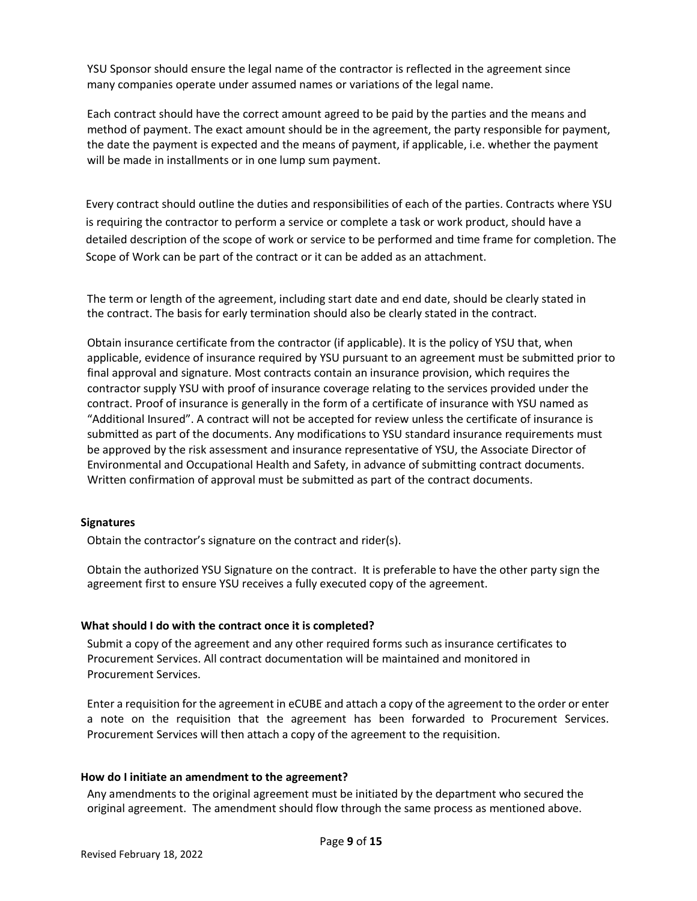YSU Sponsor should ensure the legal name of the contractor is reflected in the agreement since many companies operate under assumed names or variations of the legal name.

Each contract should have the correct amount agreed to be paid by the parties and the means and method of payment. The exact amount should be in the agreement, the party responsible for payment, the date the payment is expected and the means of payment, if applicable, i.e. whether the payment will be made in installments or in one lump sum payment.

Every contract should outline the duties and responsibilities of each of the parties. Contracts where YSU is requiring the contractor to perform a service or complete a task or work product, should have a detailed description of the scope of work or service to be performed and time frame for completion. The Scope of Work can be part of the contract or it can be added as an attachment.

The term or length of the agreement, including start date and end date, should be clearly stated in the contract. The basis for early termination should also be clearly stated in the contract.

Obtain insurance certificate from the contractor (if applicable). It is the policy of YSU that, when applicable, evidence of insurance required by YSU pursuant to an agreement must be submitted prior to final approval and signature. Most contracts contain an insurance provision, which requires the contractor supply YSU with proof of insurance coverage relating to the services provided under the contract. Proof of insurance is generally in the form of a certificate of insurance with YSU named as "Additional Insured". A contract will not be accepted for review unless the certificate of insurance is submitted as part of the documents. Any modifications to YSU standard insurance requirements must be approved by the risk assessment and insurance representative of YSU, the Associate Director of Environmental and Occupational Health and Safety, in advance of submitting contract documents. Written confirmation of approval must be submitted as part of the contract documents.

**Signatures**

Obtain the contractor's signature on the contract and rider(s).

Obtain the authorized YSU Signature on the contract. It is preferable to have the other party sign the agreement first to ensure YSU receives a fully executed copy of the agreement.

**What should I do with the contract once it is completed?**

Submit a copy of the agreement and any other required forms such as insurance certificates to Procurement Services. All contract documentation will be maintained and monitored in Procurement Services.

Enter a requisition for the agreement in eCUBE and attach a copy of the agreement to the order or enter a note on the requisition that the agreement has been forwarded to Procurement Services. Procurement Services will then attach a copy of the agreement to the requisition.

**How do I initiate an amendment to the agreement?**

Any amendments to the original agreement must be initiated by the department who secured the original agreement. The amendment should flow through the same process as mentioned above.

Revised February 18, 2022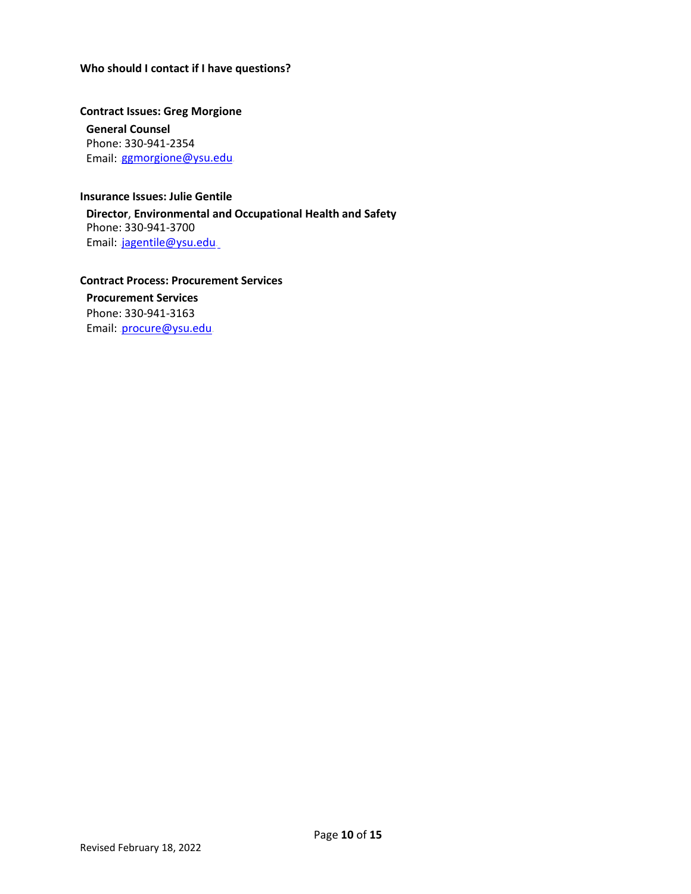**Who should I contact if I have questions?**

**Contract Issues: Greg Morgione**

**General Counsel**
Phone: 330-941-2354
Email: ggmorgione@ysu.edu

**Insurance Issues: Julie Gentile**

**Director, Environmental and Occupational Health and Safety**
Phone: 330-941-3700
Email: jagentile@ysu.edu

**Contract Process: Procurement Services**

**Procurement Services**
Phone: 330-941-3163
Email: procure@ysu.edu

Revised February 18, 2022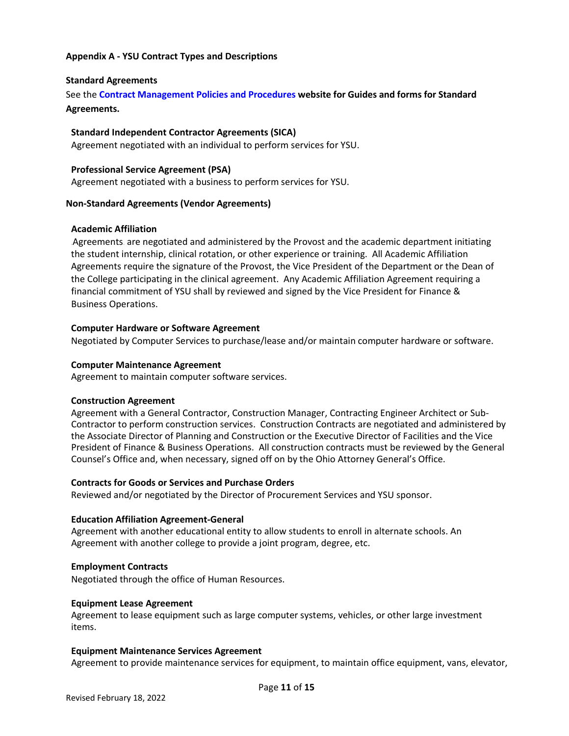**Appendix A - YSU Contract Types and Descriptions**

**Standard Agreements**

See the **Contract Management Policies and Procedures website for Guides and forms for Standard Agreements.**

**Standard Independent Contractor Agreements (SICA)**

Agreement negotiated with an individual to perform services for YSU.

**Professional Service Agreement (PSA)**

Agreement negotiated with a business to perform services for YSU.

**Non-Standard Agreements (Vendor Agreements)**

**Academic Affiliation**

Agreements are negotiated and administered by the Provost and the academic department initiating the student internship, clinical rotation, or other experience or training. All Academic Affiliation Agreements require the signature of the Provost, the Vice President of the Department or the Dean of the College participating in the clinical agreement. Any Academic Affiliation Agreement requiring a financial commitment of YSU shall by reviewed and signed by the Vice President for Finance & Business Operations.

**Computer Hardware or Software Agreement**

Negotiated by Computer Services to purchase/lease and/or maintain computer hardware or software.

**Computer Maintenance Agreement**

Agreement to maintain computer software services.

**Construction Agreement**

Agreement with a General Contractor, Construction Manager, Contracting Engineer Architect or Sub-Contractor to perform construction services. Construction Contracts are negotiated and administered by the Associate Director of Planning and Construction or the Executive Director of Facilities and the Vice President of Finance & Business Operations. All construction contracts must be reviewed by the General Counsel's Office and, when necessary, signed off on by the Ohio Attorney General's Office.

**Contracts for Goods or Services and Purchase Orders**

Reviewed and/or negotiated by the Director of Procurement Services and YSU sponsor.

**Education Affiliation Agreement-General**

Agreement with another educational entity to allow students to enroll in alternate schools. An Agreement with another college to provide a joint program, degree, etc.

**Employment Contracts**

Negotiated through the office of Human Resources.

**Equipment Lease Agreement**

Agreement to lease equipment such as large computer systems, vehicles, or other large investment items.

**Equipment Maintenance Services Agreement**

Agreement to provide maintenance services for equipment, to maintain office equipment, vans, elevator,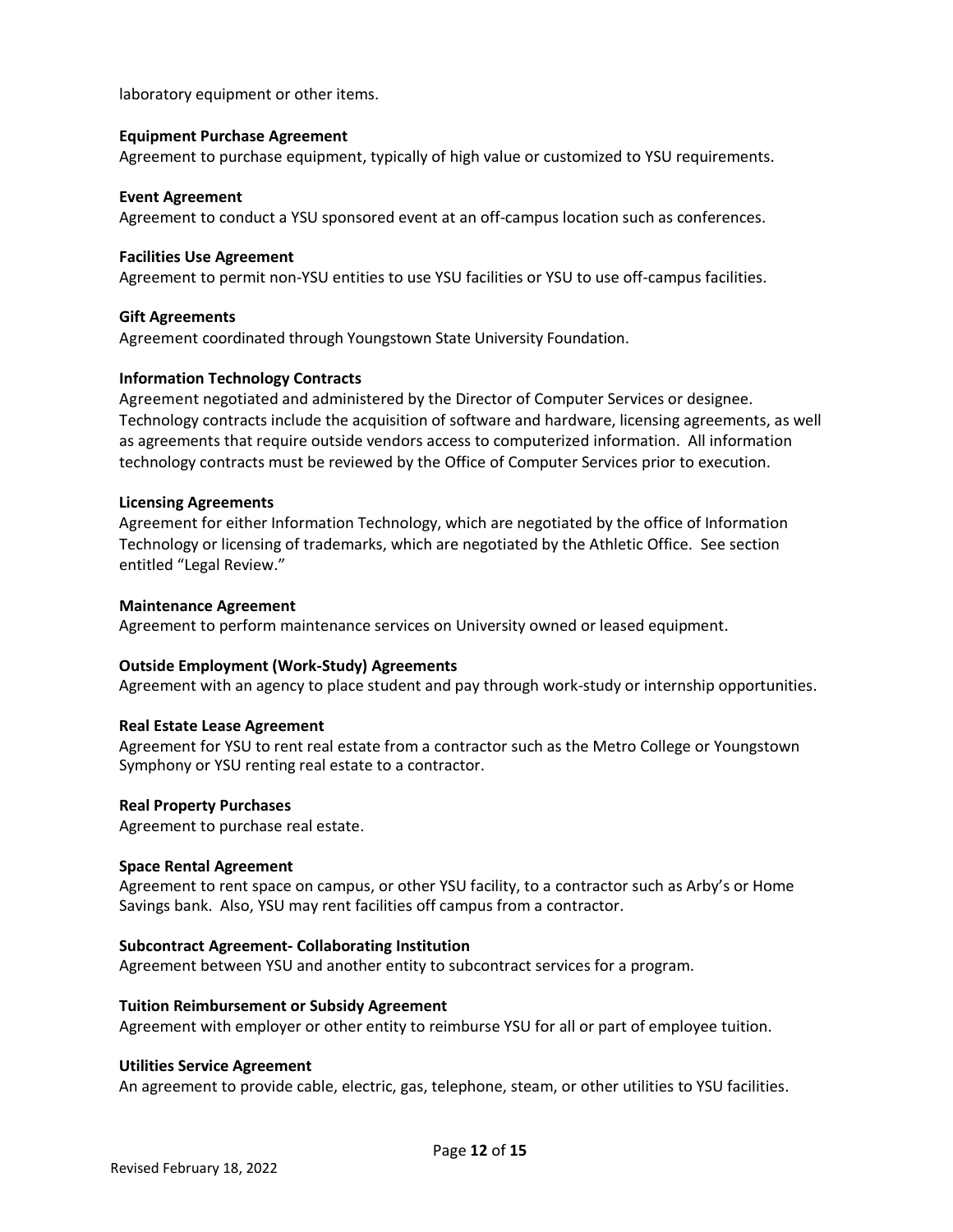laboratory equipment or other items.

**Equipment Purchase Agreement**
Agreement to purchase equipment, typically of high value or customized to YSU requirements.

**Event Agreement**
Agreement to conduct a YSU sponsored event at an off-campus location such as conferences.

**Facilities Use Agreement**
Agreement to permit non-YSU entities to use YSU facilities or YSU to use off-campus facilities.

**Gift Agreements**
Agreement coordinated through Youngstown State University Foundation.

**Information Technology Contracts**
Agreement negotiated and administered by the Director of Computer Services or designee. Technology contracts include the acquisition of software and hardware, licensing agreements, as well as agreements that require outside vendors access to computerized information. All information technology contracts must be reviewed by the Office of Computer Services prior to execution.

**Licensing Agreements**
Agreement for either Information Technology, which are negotiated by the office of Information Technology or licensing of trademarks, which are negotiated by the Athletic Office. See section entitled "Legal Review."

**Maintenance Agreement**
Agreement to perform maintenance services on University owned or leased equipment.

**Outside Employment (Work-Study) Agreements**
Agreement with an agency to place student and pay through work-study or internship opportunities.

**Real Estate Lease Agreement**
Agreement for YSU to rent real estate from a contractor such as the Metro College or Youngstown Symphony or YSU renting real estate to a contractor.

**Real Property Purchases**
Agreement to purchase real estate.

**Space Rental Agreement**
Agreement to rent space on campus, or other YSU facility, to a contractor such as Arby's or Home Savings bank. Also, YSU may rent facilities off campus from a contractor.

**Subcontract Agreement- Collaborating Institution**
Agreement between YSU and another entity to subcontract services for a program.

**Tuition Reimbursement or Subsidy Agreement**
Agreement with employer or other entity to reimburse YSU for all or part of employee tuition.

**Utilities Service Agreement**
An agreement to provide cable, electric, gas, telephone, steam, or other utilities to YSU facilities.

Revised February 18, 2022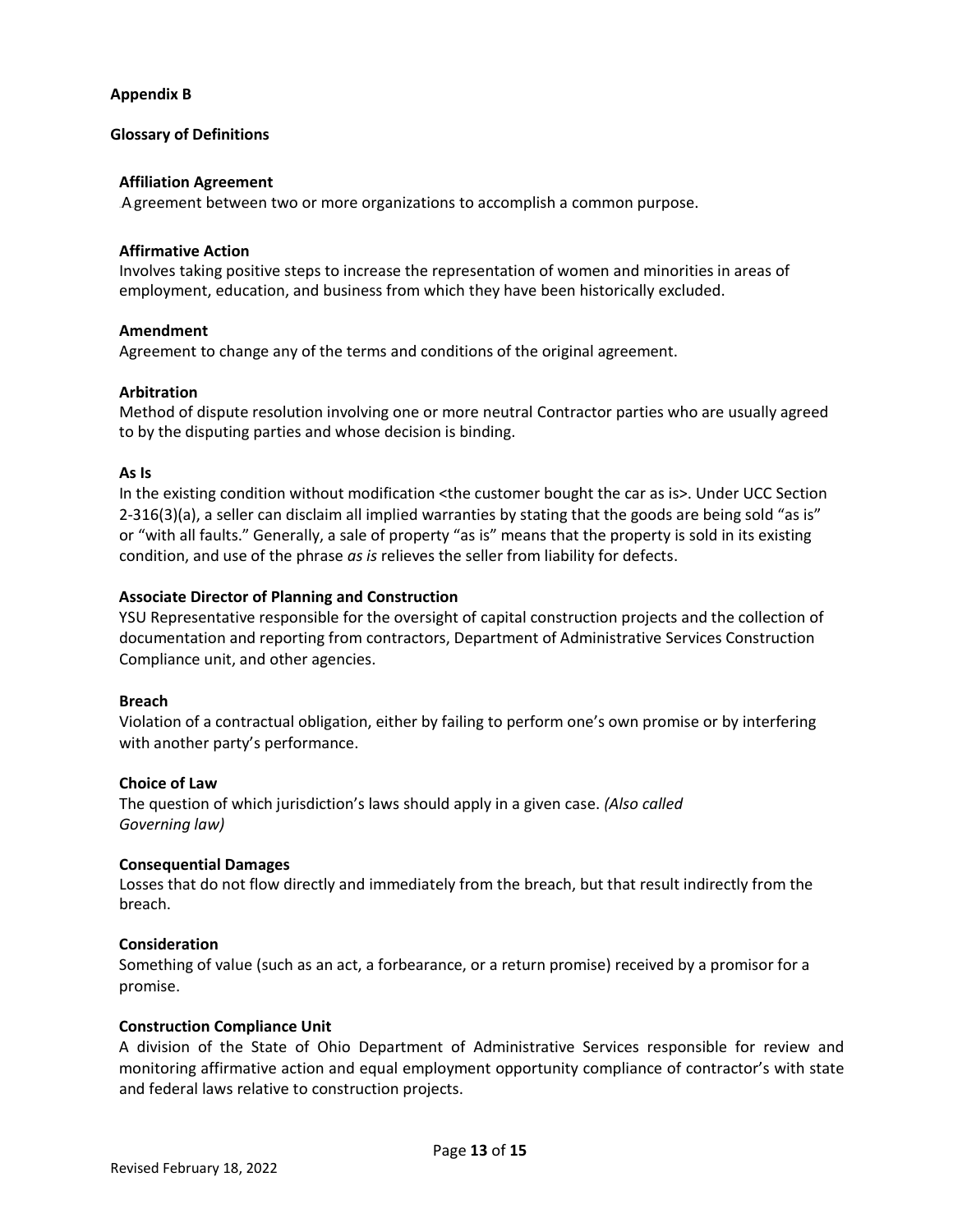**Appendix B**

**Glossary of Definitions**

**Affiliation Agreement**
Agreement between two or more organizations to accomplish a common purpose.

**Affirmative Action**
Involves taking positive steps to increase the representation of women and minorities in areas of employment, education, and business from which they have been historically excluded.

**Amendment**
Agreement to change any of the terms and conditions of the original agreement.

**Arbitration**
Method of dispute resolution involving one or more neutral Contractor parties who are usually agreed to by the disputing parties and whose decision is binding.

**As Is**
In the existing condition without modification <the customer bought the car as is>. Under UCC Section 2-316(3)(a), a seller can disclaim all implied warranties by stating that the goods are being sold "as is" or "with all faults." Generally, a sale of property "as is" means that the property is sold in its existing condition, and use of the phrase *as is* relieves the seller from liability for defects.

**Associate Director of Planning and Construction**
YSU Representative responsible for the oversight of capital construction projects and the collection of documentation and reporting from contractors, Department of Administrative Services Construction Compliance unit, and other agencies.

**Breach**
Violation of a contractual obligation, either by failing to perform one's own promise or by interfering with another party's performance.

**Choice of Law**
The question of which jurisdiction's laws should apply in a given case. *(Also called Governing law)*

**Consequential Damages**
Losses that do not flow directly and immediately from the breach, but that result indirectly from the breach.

**Consideration**
Something of value (such as an act, a forbearance, or a return promise) received by a promisor for a promise.

**Construction Compliance Unit**
A division of the State of Ohio Department of Administrative Services responsible for review and monitoring affirmative action and equal employment opportunity compliance of contractor's with state and federal laws relative to construction projects.

Revised February 18, 2022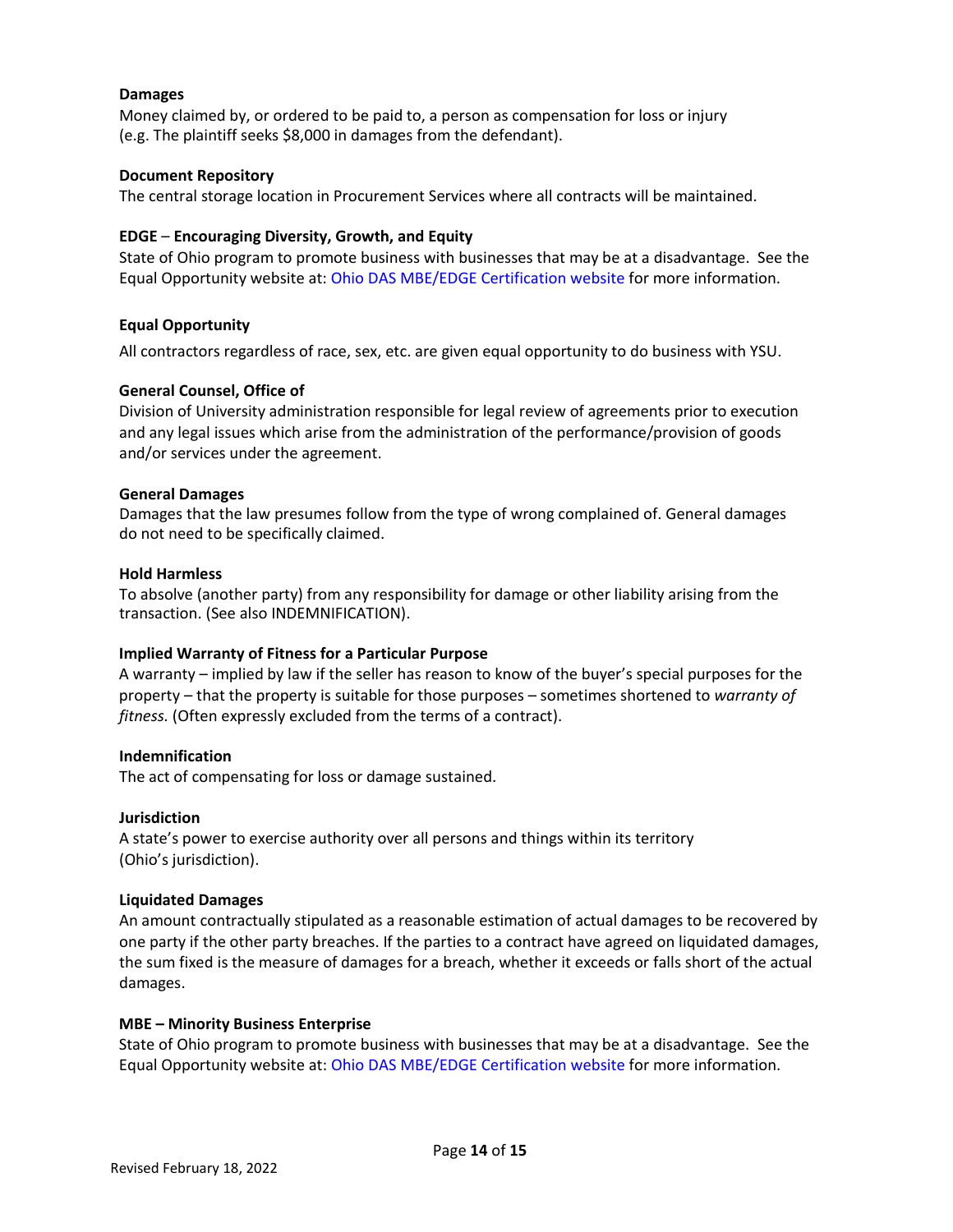**Damages**
Money claimed by, or ordered to be paid to, a person as compensation for loss or injury (e.g. The plaintiff seeks $8,000 in damages from the defendant).

**Document Repository**
The central storage location in Procurement Services where all contracts will be maintained.

**EDGE** – **Encouraging Diversity, Growth, and Equity**
State of Ohio program to promote business with businesses that may be at a disadvantage. See the Equal Opportunity website at: Ohio DAS MBE/EDGE Certification website for more information.

**Equal Opportunity**

All contractors regardless of race, sex, etc. are given equal opportunity to do business with YSU.

**General Counsel, Office of**
Division of University administration responsible for legal review of agreements prior to execution and any legal issues which arise from the administration of the performance/provision of goods and/or services under the agreement.

**General Damages**
Damages that the law presumes follow from the type of wrong complained of. General damages do not need to be specifically claimed.

**Hold Harmless**
To absolve (another party) from any responsibility for damage or other liability arising from the transaction. (See also INDEMNIFICATION).

**Implied Warranty of Fitness for a Particular Purpose**
A warranty – implied by law if the seller has reason to know of the buyer's special purposes for the property – that the property is suitable for those purposes – sometimes shortened to *warranty of fitness.* (Often expressly excluded from the terms of a contract).

**Indemnification**
The act of compensating for loss or damage sustained.

**Jurisdiction**
A state's power to exercise authority over all persons and things within its territory (Ohio's jurisdiction).

**Liquidated Damages**
An amount contractually stipulated as a reasonable estimation of actual damages to be recovered by one party if the other party breaches. If the parties to a contract have agreed on liquidated damages, the sum fixed is the measure of damages for a breach, whether it exceeds or falls short of the actual damages.

**MBE – Minority Business Enterprise**
State of Ohio program to promote business with businesses that may be at a disadvantage. See the Equal Opportunity website at: Ohio DAS MBE/EDGE Certification website for more information.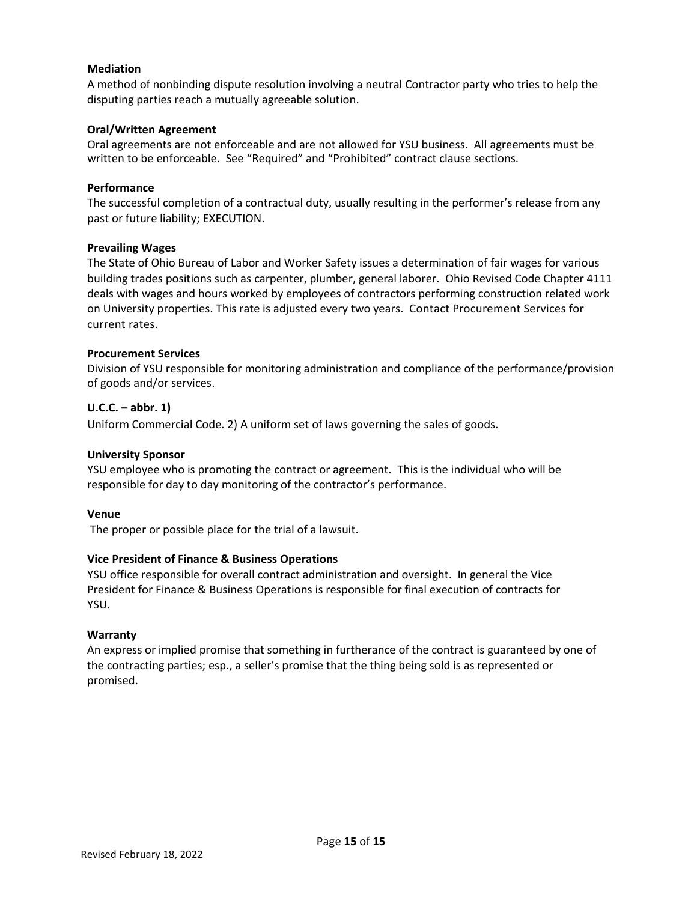**Mediation**

A method of nonbinding dispute resolution involving a neutral Contractor party who tries to help the disputing parties reach a mutually agreeable solution.

**Oral/Written Agreement**

Oral agreements are not enforceable and are not allowed for YSU business. All agreements must be written to be enforceable. See "Required" and "Prohibited" contract clause sections.

**Performance**

The successful completion of a contractual duty, usually resulting in the performer's release from any past or future liability; EXECUTION.

**Prevailing Wages**

The State of Ohio Bureau of Labor and Worker Safety issues a determination of fair wages for various building trades positions such as carpenter, plumber, general laborer. Ohio Revised Code Chapter 4111 deals with wages and hours worked by employees of contractors performing construction related work on University properties. This rate is adjusted every two years. Contact Procurement Services for current rates.

**Procurement Services**

Division of YSU responsible for monitoring administration and compliance of the performance/provision of goods and/or services.

**U.C.C. – abbr. 1)**

Uniform Commercial Code. 2) A uniform set of laws governing the sales of goods.

**University Sponsor**

YSU employee who is promoting the contract or agreement. This is the individual who will be responsible for day to day monitoring of the contractor's performance.

**Venue**

The proper or possible place for the trial of a lawsuit.

**Vice President of Finance & Business Operations**

YSU office responsible for overall contract administration and oversight. In general the Vice President for Finance & Business Operations is responsible for final execution of contracts for YSU.

**Warranty**

An express or implied promise that something in furtherance of the contract is guaranteed by one of the contracting parties; esp., a seller's promise that the thing being sold is as represented or promised.

Revised February 18, 2022